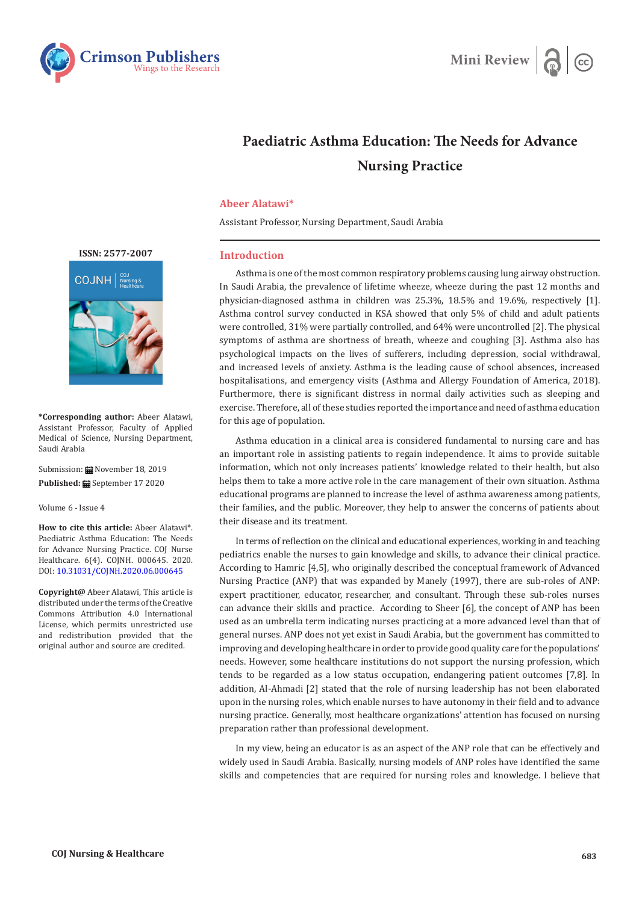# Paediatric Asthma Education: The Needs for Advance Nursing Practice

**Abeer Alatawi***

Assistant Professor, Nursing Department, Saudi Arabia

**ISSN: 2577-2007**

***Corresponding author:** Abeer Alatawi, Assistant Professor, Faculty of Applied Medical of Science, Nursing Department, Saudi Arabia

Submission: November 18, 2019

**Published:** September 17 2020

Volume 6 - Issue 4

**How to cite this article:** Abeer Alatawi*. Paediatric Asthma Education: The Needs for Advance Nursing Practice. COJ Nurse Healthcare. 6(4). COJNH. 000645. 2020. DOI: 10.31031/COJNH.2020.06.000645

**Copyright@** Abeer Alatawi, This article is distributed under the terms of the Creative Commons Attribution 4.0 International License, which permits unrestricted use and redistribution provided that the original author and source are credited.

## Introduction

Asthma is one of the most common respiratory problems causing lung airway obstruction. In Saudi Arabia, the prevalence of lifetime wheeze, wheeze during the past 12 months and physician-diagnosed asthma in children was 25.3%, 18.5% and 19.6%, respectively [1]. Asthma control survey conducted in KSA showed that only 5% of child and adult patients were controlled, 31% were partially controlled, and 64% were uncontrolled [2]. The physical symptoms of asthma are shortness of breath, wheeze and coughing [3]. Asthma also has psychological impacts on the lives of sufferers, including depression, social withdrawal, and increased levels of anxiety. Asthma is the leading cause of school absences, increased hospitalisations, and emergency visits (Asthma and Allergy Foundation of America, 2018). Furthermore, there is significant distress in normal daily activities such as sleeping and exercise. Therefore, all of these studies reported the importance and need of asthma education for this age of population.

Asthma education in a clinical area is considered fundamental to nursing care and has an important role in assisting patients to regain independence. It aims to provide suitable information, which not only increases patients' knowledge related to their health, but also helps them to take a more active role in the care management of their own situation. Asthma educational programs are planned to increase the level of asthma awareness among patients, their families, and the public. Moreover, they help to answer the concerns of patients about their disease and its treatment.

In terms of reflection on the clinical and educational experiences, working in and teaching pediatrics enable the nurses to gain knowledge and skills, to advance their clinical practice. According to Hamric [4,5], who originally described the conceptual framework of Advanced Nursing Practice (ANP) that was expanded by Manely (1997), there are sub-roles of ANP: expert practitioner, educator, researcher, and consultant. Through these sub-roles nurses can advance their skills and practice. According to Sheer [6], the concept of ANP has been used as an umbrella term indicating nurses practicing at a more advanced level than that of general nurses. ANP does not yet exist in Saudi Arabia, but the government has committed to improving and developing healthcare in order to provide good quality care for the populations' needs. However, some healthcare institutions do not support the nursing profession, which tends to be regarded as a low status occupation, endangering patient outcomes [7,8]. In addition, Al-Ahmadi [2] stated that the role of nursing leadership has not been elaborated upon in the nursing roles, which enable nurses to have autonomy in their field and to advance nursing practice. Generally, most healthcare organizations' attention has focused on nursing preparation rather than professional development.

In my view, being an educator is as an aspect of the ANP role that can be effectively and widely used in Saudi Arabia. Basically, nursing models of ANP roles have identified the same skills and competencies that are required for nursing roles and knowledge. I believe that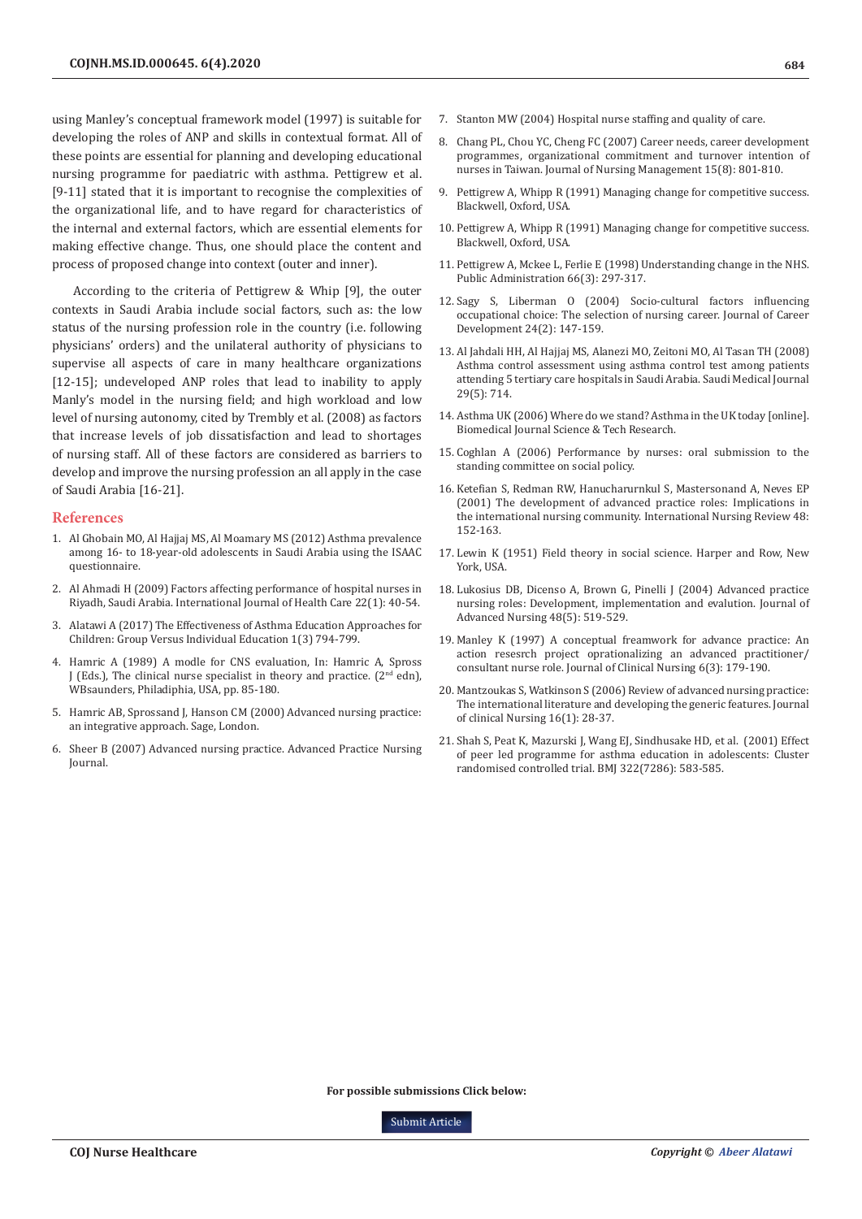using Manley's conceptual framework model (1997) is suitable for developing the roles of ANP and skills in contextual format. All of these points are essential for planning and developing educational nursing programme for paediatric with asthma. Pettigrew et al. [9-11] stated that it is important to recognise the complexities of the organizational life, and to have regard for characteristics of the internal and external factors, which are essential elements for making effective change. Thus, one should place the content and process of proposed change into context (outer and inner).

According to the criteria of Pettigrew & Whip [9], the outer contexts in Saudi Arabia include social factors, such as: the low status of the nursing profession role in the country (i.e. following physicians' orders) and the unilateral authority of physicians to supervise all aspects of care in many healthcare organizations [12-15]; undeveloped ANP roles that lead to inability to apply Manly's model in the nursing field; and high workload and low level of nursing autonomy, cited by Trembly et al. (2008) as factors that increase levels of job dissatisfaction and lead to shortages of nursing staff. All of these factors are considered as barriers to develop and improve the nursing profession an all apply in the case of Saudi Arabia [16-21].

## References

1. Al Ghobain MO, Al Hajjaj MS, Al Moamary MS (2012) Asthma prevalence among 16- to 18-year-old adolescents in Saudi Arabia using the ISAAC questionnaire.
2. Al Ahmadi H (2009) Factors affecting performance of hospital nurses in Riyadh, Saudi Arabia. International Journal of Health Care 22(1): 40-54.
3. Alatawi A (2017) The Effectiveness of Asthma Education Approaches for Children: Group Versus Individual Education 1(3) 794-799.
4. Hamric A (1989) A modle for CNS evaluation, In: Hamric A, Spross J (Eds.), The clinical nurse specialist in theory and practice. (2nd edn), WBsaunders, Philadiphia, USA, pp. 85-180.
5. Hamric AB, Sprossand J, Hanson CM (2000) Advanced nursing practice: an integrative approach. Sage, London.
6. Sheer B (2007) Advanced nursing practice. Advanced Practice Nursing Journal.
7. Stanton MW (2004) Hospital nurse staffing and quality of care.
8. Chang PL, Chou YC, Cheng FC (2007) Career needs, career development programmes, organizational commitment and turnover intention of nurses in Taiwan. Journal of Nursing Management 15(8): 801-810.
9. Pettigrew A, Whipp R (1991) Managing change for competitive success. Blackwell, Oxford, USA.
10. Pettigrew A, Whipp R (1991) Managing change for competitive success. Blackwell, Oxford, USA.
11. Pettigrew A, Mckee L, Ferlie E (1998) Understanding change in the NHS. Public Administration 66(3): 297-317.
12. Sagy S, Liberman O (2004) Socio-cultural factors influencing occupational choice: The selection of nursing career. Journal of Career Development 24(2): 147-159.
13. Al Jahdali HH, Al Hajjaj MS, Alanezi MO, Zeitoni MO, Al Tasan TH (2008) Asthma control assessment using asthma control test among patients attending 5 tertiary care hospitals in Saudi Arabia. Saudi Medical Journal 29(5): 714.
14. Asthma UK (2006) Where do we stand? Asthma in the UK today [online]. Biomedical Journal Science & Tech Research.
15. Coghlan A (2006) Performance by nurses: oral submission to the standing committee on social policy.
16. Ketefian S, Redman RW, Hanucharurnkul S, Mastersonand A, Neves EP (2001) The development of advanced practice roles: Implications in the international nursing community. International Nursing Review 48: 152-163.
17. Lewin K (1951) Field theory in social science. Harper and Row, New York, USA.
18. Lukosius DB, Dicenso A, Brown G, Pinelli J (2004) Advanced practice nursing roles: Development, implementation and evalution. Journal of Advanced Nursing 48(5): 519-529.
19. Manley K (1997) A conceptual freamwork for advance practice: An action resesrch project oprationalizing an advanced practitioner/consultant nurse role. Journal of Clinical Nursing 6(3): 179-190.
20. Mantzoukas S, Watkinson S (2006) Review of advanced nursing practice: The international literature and developing the generic features. Journal of clinical Nursing 16(1): 28-37.
21. Shah S, Peat K, Mazurski J, Wang EJ, Sindhusake HD, et al. (2001) Effect of peer led programme for asthma education in adolescents: Cluster randomised controlled trial. BMJ 322(7286): 583-585.

**For possible submissions Click below:**

Submit Article